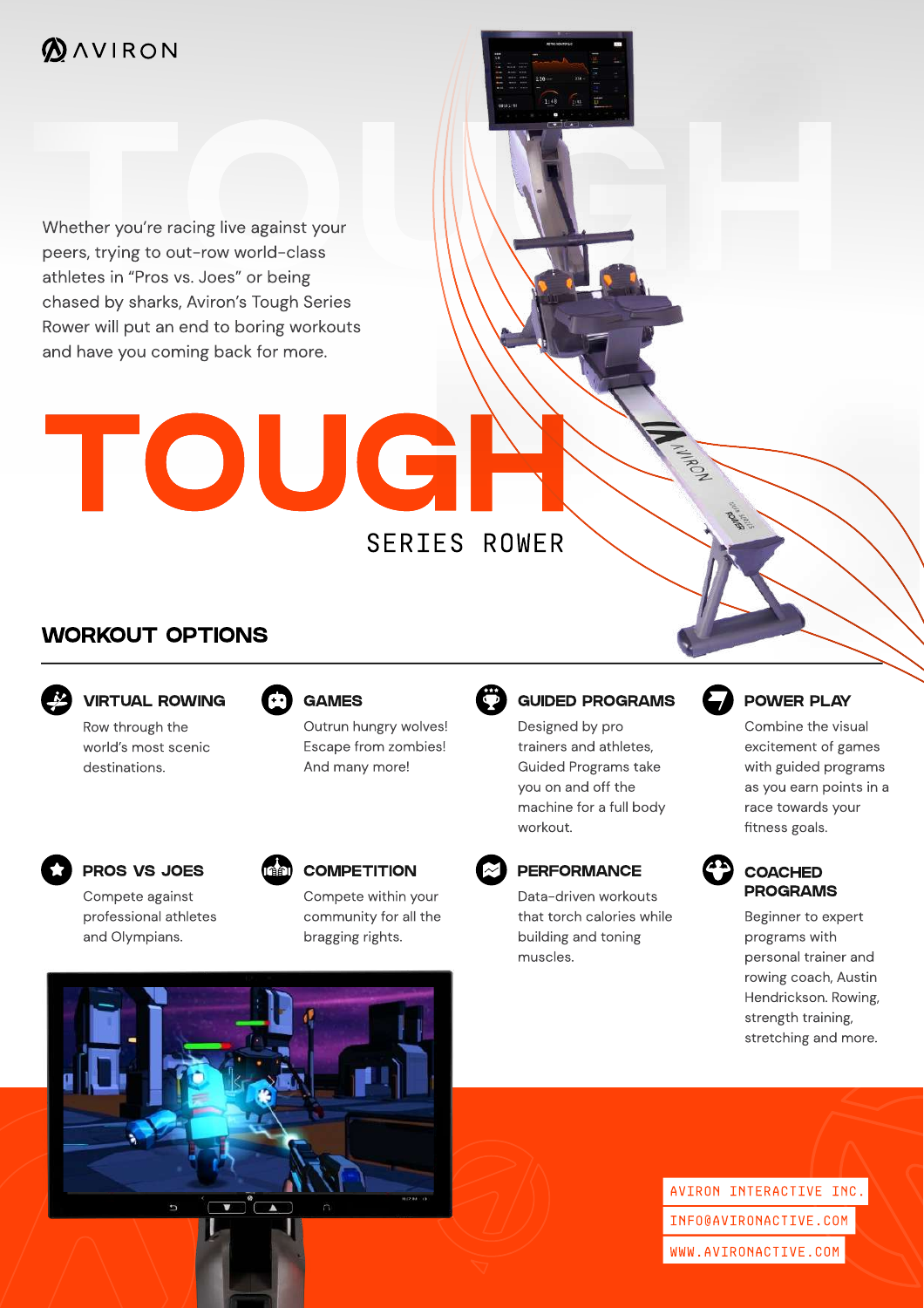AVIRON

Whether you're racing live against your peers, trying to out-row world-class athletes in "Pros vs. Joes" or being chased by sharks, Aviron's Tough Series Rower will put an end to boring workouts and have you coming back for more.

# TOUGH

SERIES ROWER

## WORKOUT OPTIONS

### VIRTUAL ROWING

Row through the world's most scenic destinations.

### GAMES

Outrun hungry wolves! Escape from zombies! And many more!

### GUIDED PROGRAMS

Designed by pro trainers and athletes, Guided Programs take you on and off the machine for a full body workout.

### POWER PLAY

Combine the visual excitement of games with guided programs as you earn points in a race towards your fitness goals.

### PROS VS JOES

Compete against professional athletes and Olympians.

### COMPETITION

Compete within your community for all the bragging rights.

### PERFORMANCE

Data-driven workouts that torch calories while building and toning muscles.

### COACHED PROGRAMS

Beginner to expert programs with personal trainer and rowing coach, Austin Hendrickson. Rowing, strength training, stretching and more.

AVIRON INTERACTIVE INC.
INFO@AVIRONACTIVE.COM
WWW.AVIRONACTIVE.COM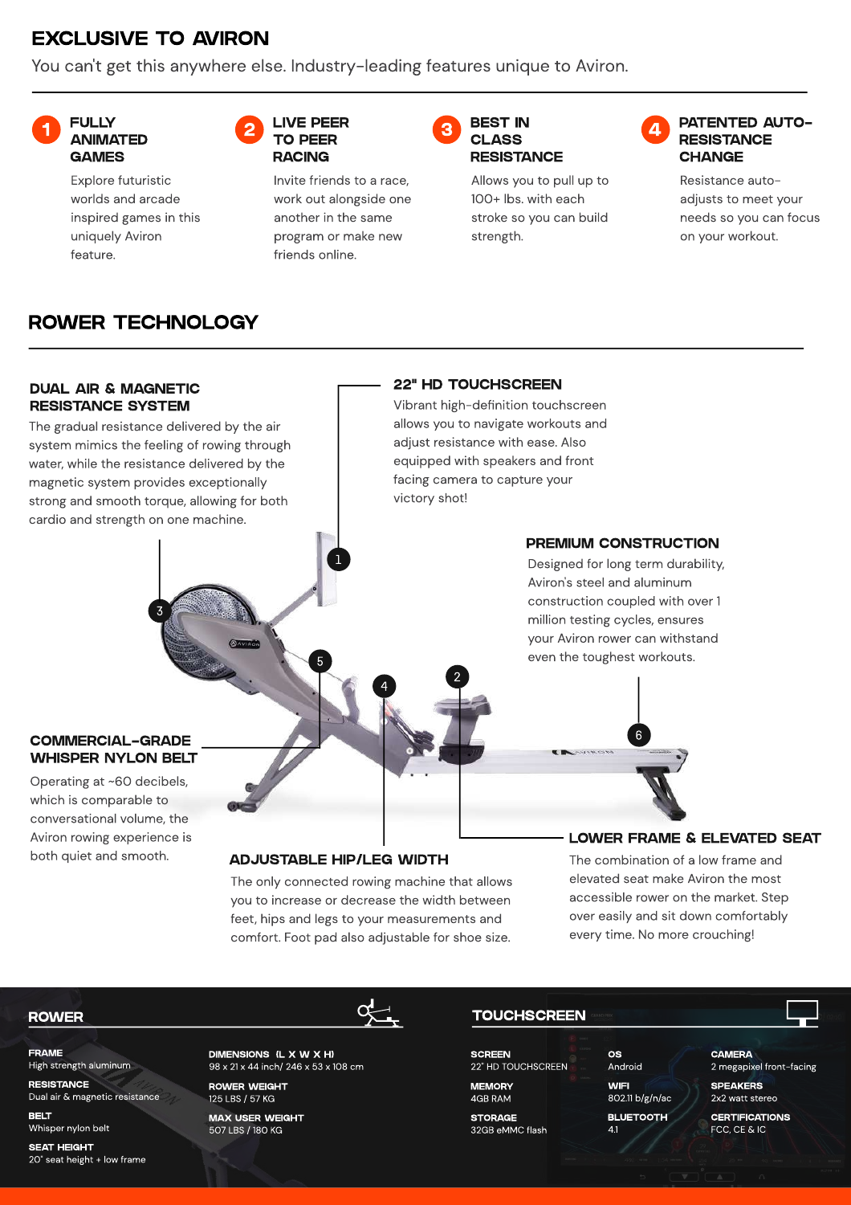## EXCLUSIVE TO AVIRON

You can't get this anywhere else. Industry-leading features unique to Aviron.

### 1 FULLY ANIMATED GAMES

Explore futuristic worlds and arcade inspired games in this uniquely Aviron feature.

### 2 LIVE PEER TO PEER RACING

Invite friends to a race, work out alongside one another in the same program or make new friends online.

### 3 BEST IN CLASS RESISTANCE

Allows you to pull up to 100+ lbs. with each stroke so you can build strength.

### 4 PATENTED AUTO-RESISTANCE CHANGE

Resistance auto-adjusts to meet your needs so you can focus on your workout.

## ROWER TECHNOLOGY

### DUAL AIR & MAGNETIC RESISTANCE SYSTEM

The gradual resistance delivered by the air system mimics the feeling of rowing through water, while the resistance delivered by the magnetic system provides exceptionally strong and smooth torque, allowing for both cardio and strength on one machine.

### 22" HD TOUCHSCREEN

Vibrant high-definition touchscreen allows you to navigate workouts and adjust resistance with ease. Also equipped with speakers and front facing camera to capture your victory shot!

### PREMIUM CONSTRUCTION

Designed for long term durability, Aviron's steel and aluminum construction coupled with over 1 million testing cycles, ensures your Aviron rower can withstand even the toughest workouts.

### COMMERCIAL-GRADE WHISPER NYLON BELT

Operating at ~60 decibels, which is comparable to conversational volume, the Aviron rowing experience is both quiet and smooth.

### ADJUSTABLE HIP/LEG WIDTH

The only connected rowing machine that allows you to increase or decrease the width between feet, hips and legs to your measurements and comfort. Foot pad also adjustable for shoe size.

### LOWER FRAME & ELEVATED SEAT

The combination of a low frame and elevated seat make Aviron the most accessible rower on the market. Step over easily and sit down comfortably every time. No more crouching!

## ROWER

**FRAME**
High strength aluminum

**RESISTANCE**
Dual air & magnetic resistance

**BELT**
Whisper nylon belt

**SEAT HEIGHT**
20" seat height + low frame

**DIMENSIONS (L X W X H)**
98 x 21 x 44 inch/ 246 x 53 x 108 cm

**ROWER WEIGHT**
125 LBS / 57 KG

**MAX USER WEIGHT**
507 LBS / 180 KG

## TOUCHSCREEN

**SCREEN**
22" HD TOUCHSCREEN

**MEMORY**
4GB RAM

**STORAGE**
32GB eMMC flash

**OS**
Android

**WIFI**
802.11 b/g/n/ac

**BLUETOOTH**
4.1

**CAMERA**
2 megapixel front-facing

**SPEAKERS**
2x2 watt stereo

**CERTIFICATIONS**
FCC, CE & IC